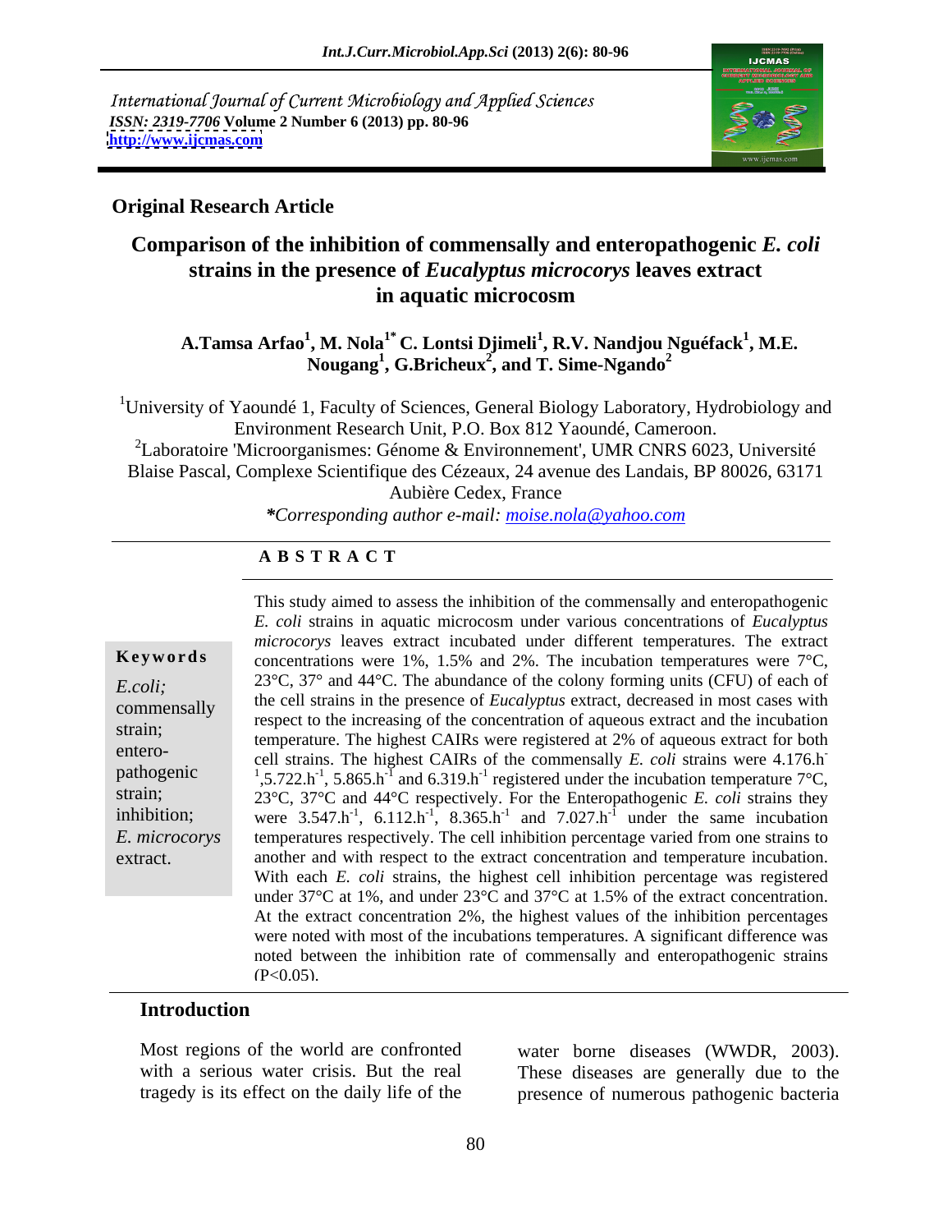International Journal of Current Microbiology and Applied Sciences
*ISSN: 2319-7706* **Volume 2 Number 6 (2013) pp. 80-96**
**http://www.ijcmas.com**

**Original Research Article**

# Comparison of the inhibition of commensally and enteropathogenic *E. coli* strains in the presence of *Eucalyptus microcorys* leaves extract in aquatic microcosm

**A.Tamsa Arfao[1], M. Nola[1*] C. Lontsi Djimeli[1], R.V. Nandjou Nguéfack[1], M.E. Nougang[1], G.Bricheux[2], and T. Sime-Ngando[2]**

[1]University of Yaoundé 1, Faculty of Sciences, General Biology Laboratory, Hydrobiology and Environment Research Unit, P.O. Box 812 Yaoundé, Cameroon.

[2]Laboratoire 'Microorganismes: Génome & Environnement', UMR CNRS 6023, Université Blaise Pascal, Complexe Scientifique des Cézeaux, 24 avenue des Landais, BP 80026, 63171 Aubière Cedex, France

**Corresponding author e-mail:* moise.nola@yahoo.com

## ABSTRACT

**Keywords**

*E.coli;* commensally strain; entero-pathogenic strain; inhibition; *E. microcorys* extract.

This study aimed to assess the inhibition of the commensally and enteropathogenic *E. coli* strains in aquatic microcosm under various concentrations of *Eucalyptus microcorys* leaves extract incubated under different temperatures. The extract concentrations were 1%, 1.5% and 2%. The incubation temperatures were 7°C, 23°C, 37° and 44°C. The abundance of the colony forming units (CFU) of each of the cell strains in the presence of *Eucalyptus* extract, decreased in most cases with respect to the increasing of the concentration of aqueous extract and the incubation temperature. The highest CAIRs were registered at 2% of aqueous extract for both cell strains. The highest CAIRs of the commensally *E. coli* strains were 4.176.h$^{-1}$,5.722.h$^{-1}$, 5.865.h$^{-1}$ and 6.319.h$^{-1}$ registered under the incubation temperature 7°C, 23°C, 37°C and 44°C respectively. For the Enteropathogenic *E. coli* strains they were 3.547.h$^{-1}$, 6.112.h$^{-1}$, 8.365.h$^{-1}$ and 7.027.h$^{-1}$ under the same incubation temperatures respectively. The cell inhibition percentage varied from one strains to another and with respect to the extract concentration and temperature incubation. With each *E. coli* strains, the highest cell inhibition percentage was registered under 37°C at 1%, and under 23°C and 37°C at 1.5% of the extract concentration. At the extract concentration 2%, the highest values of the inhibition percentages were noted with most of the incubations temperatures. A significant difference was noted between the inhibition rate of commensally and enteropathogenic strains (P<0.05).

## Introduction

Most regions of the world are confronted with a serious water crisis. But the real tragedy is its effect on the daily life of the water borne diseases (WWDR, 2003). These diseases are generally due to the presence of numerous pathogenic bacteria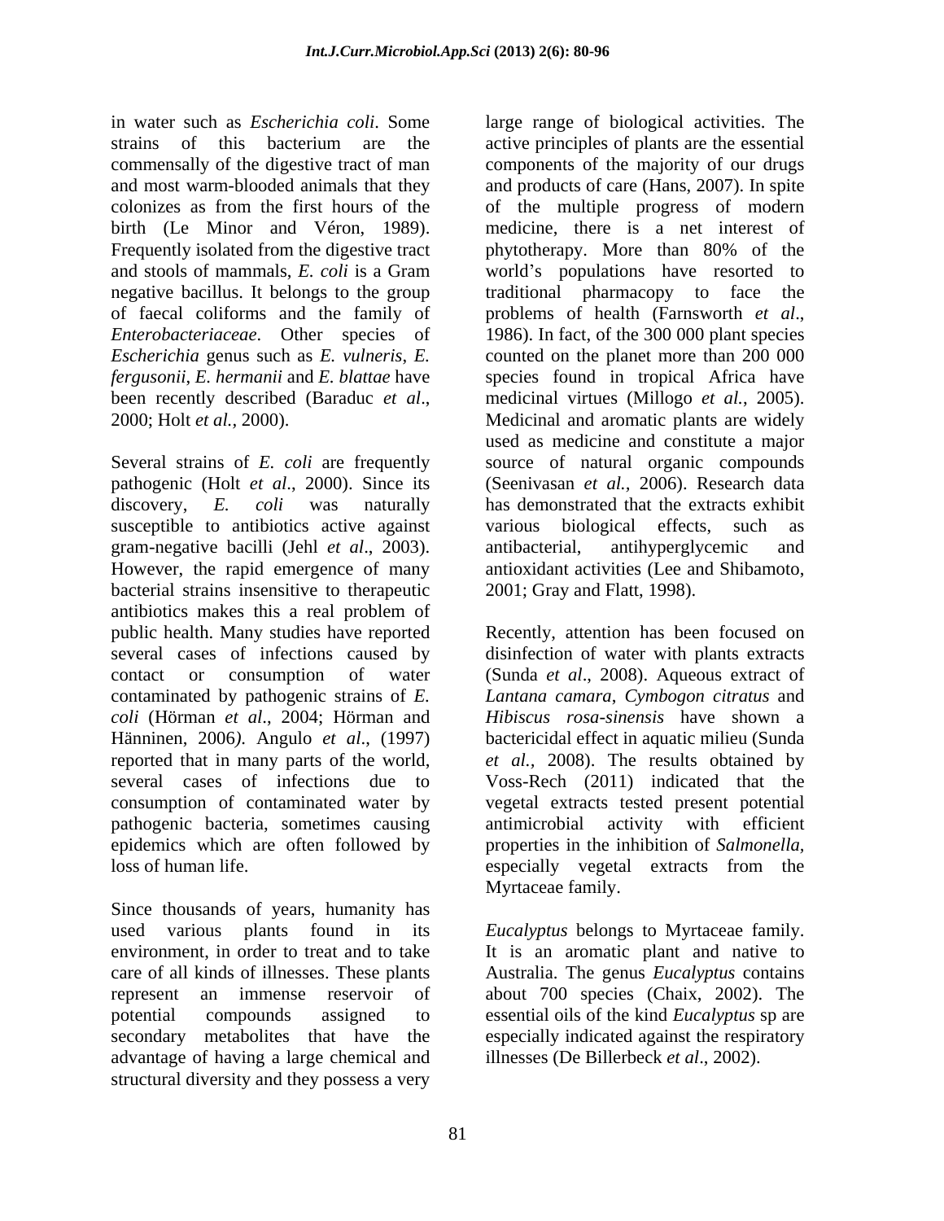in water such as *Escherichia coli*. Some strains of this bacterium are the commensally of the digestive tract of man and most warm-blooded animals that they colonizes as from the first hours of the birth (Le Minor and Véron, 1989). Frequently isolated from the digestive tract and stools of mammals, *E. coli* is a Gram negative bacillus. It belongs to the group of faecal coliforms and the family of *Enterobacteriaceae*. Other species of *Escherichia* genus such as *E. vulneris*, *E. fergusonii*, *E. hermanii* and *E. blattae* have been recently described (Baraduc *et al*., 2000; Holt *et al.,* 2000).

Several strains of *E. coli* are frequently pathogenic (Holt *et al*., 2000). Since its discovery, *E. coli* was naturally susceptible to antibiotics active against gram-negative bacilli (Jehl *et al*., 2003). However, the rapid emergence of many bacterial strains insensitive to therapeutic antibiotics makes this a real problem of public health. Many studies have reported several cases of infections caused by contact or consumption of water contaminated by pathogenic strains of *E. coli* (Hörman *et al*., 2004; Hörman and Hänninen, 2006*).* Angulo *et al*., (1997) reported that in many parts of the world, several cases of infections due to consumption of contaminated water by pathogenic bacteria, sometimes causing epidemics which are often followed by loss of human life.

Since thousands of years, humanity has used various plants found in its environment, in order to treat and to take care of all kinds of illnesses. These plants represent an immense reservoir of potential compounds assigned to secondary metabolites that have the advantage of having a large chemical and structural diversity and they possess a very large range of biological activities. The active principles of plants are the essential components of the majority of our drugs and products of care (Hans, 2007). In spite of the multiple progress of modern medicine, there is a net interest of phytotherapy. More than 80% of the world's populations have resorted to traditional pharmacopy to face the problems of health (Farnsworth *et al*., 1986). In fact, of the 300 000 plant species counted on the planet more than 200 000 species found in tropical Africa have medicinal virtues (Millogo *et al.*, 2005). Medicinal and aromatic plants are widely used as medicine and constitute a major source of natural organic compounds (Seenivasan *et al.,* 2006). Research data has demonstrated that the extracts exhibit various biological effects, such as antibacterial, antihyperglycemic and antioxidant activities (Lee and Shibamoto, 2001; Gray and Flatt, 1998).

Recently, attention has been focused on disinfection of water with plants extracts (Sunda *et al*., 2008). Aqueous extract of *Lantana camara*, *Cymbogon citratus* and *Hibiscus rosa-sinensis* have shown a bactericidal effect in aquatic milieu (Sunda *et al.,* 2008). The results obtained by Voss-Rech (2011) indicated that the vegetal extracts tested present potential antimicrobial activity with efficient properties in the inhibition of *Salmonella,* especially vegetal extracts from the Myrtaceae family.

*Eucalyptus* belongs to Myrtaceae family. It is an aromatic plant and native to Australia. The genus *Eucalyptus* contains about 700 species (Chaix, 2002). The essential oils of the kind *Eucalyptus* sp are especially indicated against the respiratory illnesses (De Billerbeck *et al*., 2002).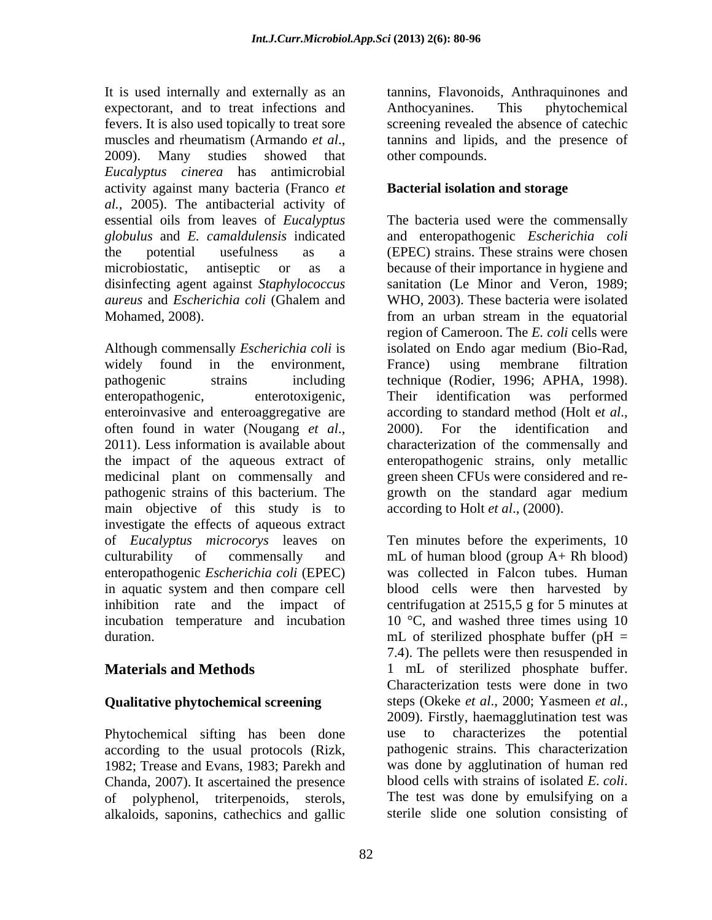It is used internally and externally as an expectorant, and to treat infections and fevers. It is also used topically to treat sore muscles and rheumatism (Armando *et al*., 2009). Many studies showed that *Eucalyptus cinerea* has antimicrobial activity against many bacteria (Franco *et al.,* 2005). The antibacterial activity of essential oils from leaves of *Eucalyptus globulus* and *E. camaldulensis* indicated the potential usefulness as a microbiostatic, antiseptic or as a disinfecting agent against *Staphylococcus aureus* and *Escherichia coli* (Ghalem and Mohamed, 2008).

Although commensally *Escherichia coli* is widely found in the environment, pathogenic strains including enteropathogenic, enterotoxigenic, enteroinvasive and enteroaggregative are often found in water (Nougang *et al*., 2011). Less information is available about the impact of the aqueous extract of medicinal plant on commensally and pathogenic strains of this bacterium. The main objective of this study is to investigate the effects of aqueous extract of *Eucalyptus microcorys* leaves on culturability of commensally and enteropathogenic *Escherichia coli* (EPEC) in aquatic system and then compare cell inhibition rate and the impact of incubation temperature and incubation duration.

# Materials and Methods

## Qualitative phytochemical screening

Phytochemical sifting has been done according to the usual protocols (Rizk, 1982; Trease and Evans, 1983; Parekh and Chanda, 2007). It ascertained the presence of polyphenol, triterpenoids, sterols, alkaloids, saponins, cathechics and gallic tannins, Flavonoids, Anthraquinones and Anthocyanines. This phytochemical screening revealed the absence of catechic tannins and lipids, and the presence of other compounds.

## Bacterial isolation and storage

The bacteria used were the commensally and enteropathogenic *Escherichia coli* (EPEC) strains. These strains were chosen because of their importance in hygiene and sanitation (Le Minor and Veron, 1989; WHO, 2003). These bacteria were isolated from an urban stream in the equatorial region of Cameroon. The *E. coli* cells were isolated on Endo agar medium (Bio-Rad, France) using membrane filtration technique (Rodier, 1996; APHA, 1998). Their identification was performed according to standard method (Holt e*t al*., 2000). For the identification and characterization of the commensally and enteropathogenic strains, only metallic green sheen CFUs were considered and re-growth on the standard agar medium according to Holt *et al*., (2000).

Ten minutes before the experiments, 10 mL of human blood (group A+ Rh blood) was collected in Falcon tubes. Human blood cells were then harvested by centrifugation at 2515,5 g for 5 minutes at 10 °C, and washed three times using 10 mL of sterilized phosphate buffer (pH = 7.4). The pellets were then resuspended in 1 mL of sterilized phosphate buffer. Characterization tests were done in two steps (Okeke *et al*., 2000; Yasmeen *et al.*, 2009). Firstly, haemagglutination test was use to characterizes the potential pathogenic strains. This characterization was done by agglutination of human red blood cells with strains of isolated *E. coli*. The test was done by emulsifying on a sterile slide one solution consisting of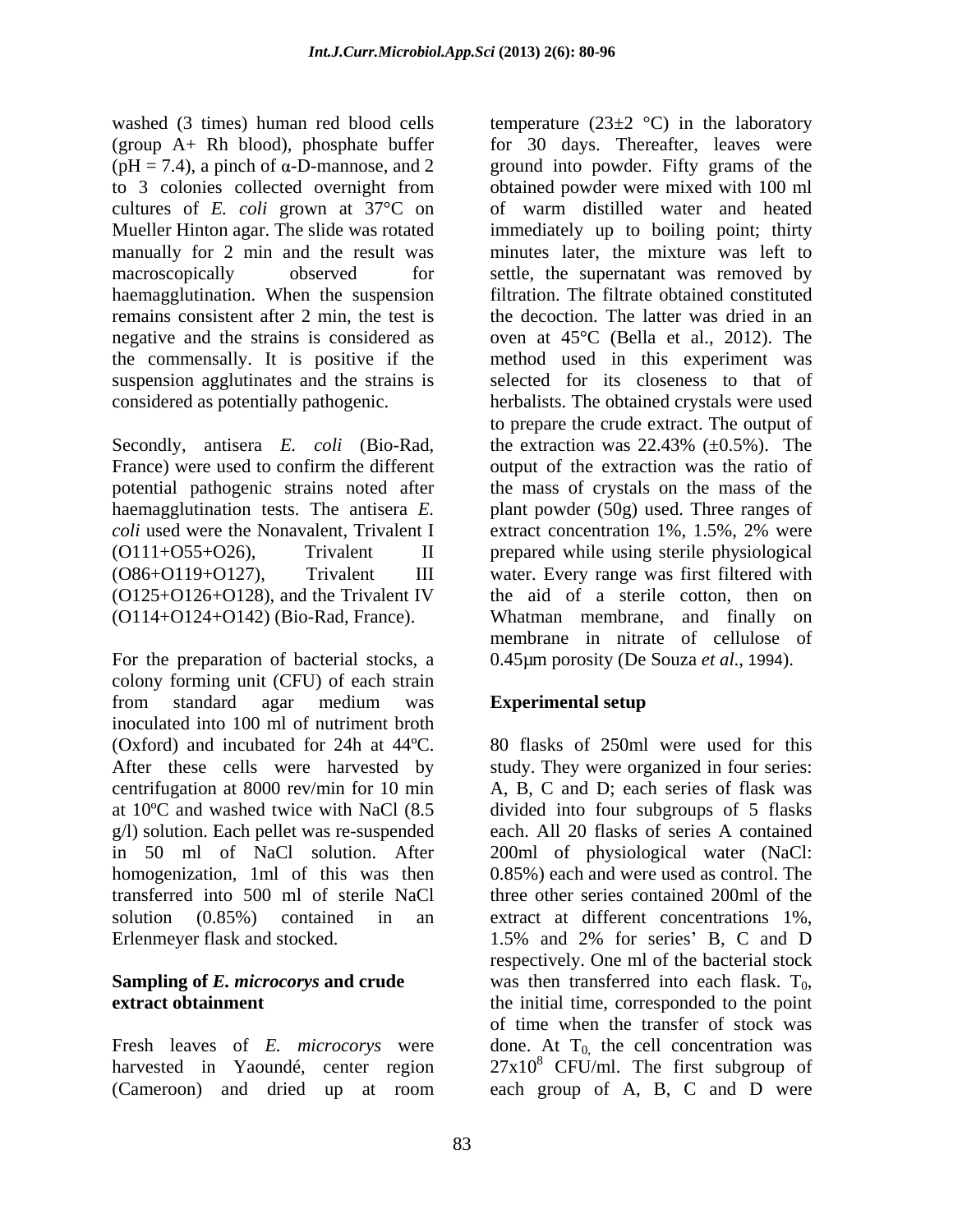washed (3 times) human red blood cells (group A+ Rh blood), phosphate buffer (pH = 7.4), a pinch of α-D-mannose, and 2 to 3 colonies collected overnight from cultures of *E. coli* grown at 37°C on Mueller Hinton agar. The slide was rotated manually for 2 min and the result was macroscopically observed for haemagglutination. When the suspension remains consistent after 2 min, the test is negative and the strains is considered as the commensally. It is positive if the suspension agglutinates and the strains is considered as potentially pathogenic.

Secondly, antisera *E. coli* (Bio-Rad, France) were used to confirm the different potential pathogenic strains noted after haemagglutination tests. The antisera *E. coli* used were the Nonavalent, Trivalent I (O111+O55+O26), Trivalent II (O86+O119+O127), Trivalent III (O125+O126+O128), and the Trivalent IV (O114+O124+O142) (Bio-Rad, France).

For the preparation of bacterial stocks, a colony forming unit (CFU) of each strain from standard agar medium was inoculated into 100 ml of nutriment broth (Oxford) and incubated for 24h at 44ºC. After these cells were harvested by centrifugation at 8000 rev/min for 10 min at 10ºC and washed twice with NaCl (8.5 g/l) solution. Each pellet was re-suspended in 50 ml of NaCl solution. After homogenization, 1ml of this was then transferred into 500 ml of sterile NaCl solution (0.85%) contained in an Erlenmeyer flask and stocked.

**Sampling of *E. microcorys* and crude extract obtainment**

Fresh leaves of *E. microcorys* were harvested in Yaoundé, center region (Cameroon) and dried up at room temperature (23±2 °C) in the laboratory for 30 days. Thereafter, leaves were ground into powder. Fifty grams of the obtained powder were mixed with 100 ml of warm distilled water and heated immediately up to boiling point; thirty minutes later, the mixture was left to settle, the supernatant was removed by filtration. The filtrate obtained constituted the decoction. The latter was dried in an oven at 45°C (Bella et al., 2012). The method used in this experiment was selected for its closeness to that of herbalists. The obtained crystals were used to prepare the crude extract. The output of the extraction was 22.43% (±0.5%). The output of the extraction was the ratio of the mass of crystals on the mass of the plant powder (50g) used. Three ranges of extract concentration 1%, 1.5%, 2% were prepared while using sterile physiological water. Every range was first filtered with the aid of a sterile cotton, then on Whatman membrane, and finally on membrane in nitrate of cellulose of 0.45μm porosity (De Souza *et al.*, 1994).

**Experimental setup**

80 flasks of 250ml were used for this study. They were organized in four series: A, B, C and D; each series of flask was divided into four subgroups of 5 flasks each. All 20 flasks of series A contained 200ml of physiological water (NaCl: 0.85%) each and were used as control. The three other series contained 200ml of the extract at different concentrations 1%, 1.5% and 2% for series' B, C and D respectively. One ml of the bacterial stock was then transferred into each flask. $T_0$, the initial time, corresponded to the point of time when the transfer of stock was done. At $T_0$, the cell concentration was $27x10^8$ CFU/ml. The first subgroup of each group of A, B, C and D were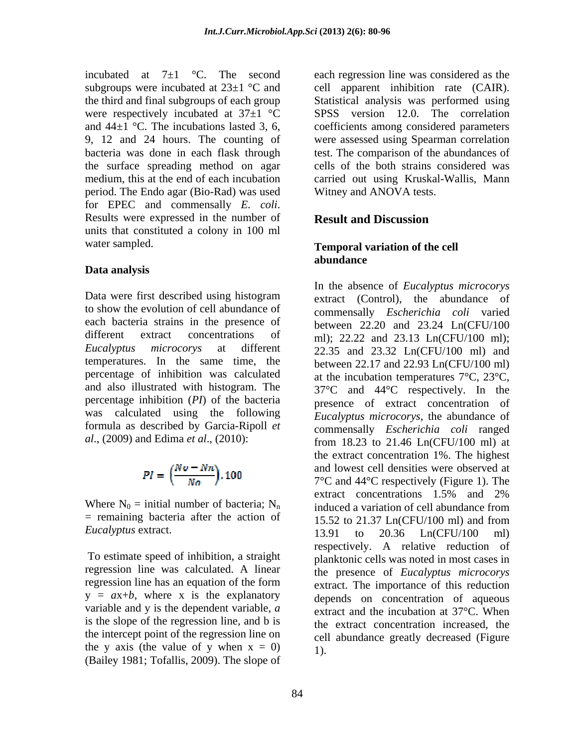incubated at 7±1 °C. The second subgroups were incubated at 23±1 °C and the third and final subgroups of each group were respectively incubated at 37±1 °C and 44±1 °C. The incubations lasted 3, 6, 9, 12 and 24 hours. The counting of bacteria was done in each flask through the surface spreading method on agar medium, this at the end of each incubation period. The Endo agar (Bio-Rad) was used for EPEC and commensally *E. coli*. Results were expressed in the number of units that constituted a colony in 100 ml water sampled.

### Data analysis

Data were first described using histogram to show the evolution of cell abundance of each bacteria strains in the presence of different extract concentrations of *Eucalyptus microcorys* at different temperatures. In the same time, the percentage of inhibition was calculated and also illustrated with histogram. The percentage inhibition (*PI*) of the bacteria was calculated using the following formula as described by Garcia-Ripoll *et al*., (2009) and Edima *et al*., (2010):

$$PI = \left(\frac{N_0 - N_n}{N_0}\right).100$$

Where $N_0$ = initial number of bacteria; $N_n$ = remaining bacteria after the action of *Eucalyptus* extract.

To estimate speed of inhibition, a straight regression line was calculated. A linear regression line has an equation of the form $y = ax+b$, where x is the explanatory variable and y is the dependent variable, *a* is the slope of the regression line, and b is the intercept point of the regression line on the y axis (the value of y when $x = 0$) (Bailey 1981; Tofallis, 2009). The slope of each regression line was considered as the cell apparent inhibition rate (CAIR). Statistical analysis was performed using SPSS version 12.0. The correlation coefficients among considered parameters were assessed using Spearman correlation test. The comparison of the abundances of cells of the both strains considered was carried out using Kruskal-Wallis, Mann Witney and ANOVA tests.

## Result and Discussion

### Temporal variation of the cell abundance

In the absence of *Eucalyptus microcorys* extract (Control), the abundance of commensally *Escherichia coli* varied between 22.20 and 23.24 Ln(CFU/100 ml); 22.22 and 23.13 Ln(CFU/100 ml); 22.35 and 23.32 Ln(CFU/100 ml) and between 22.17 and 22.93 Ln(CFU/100 ml) at the incubation temperatures 7°C, 23°C, 37°C and 44°C respectively. In the presence of extract concentration of *Eucalyptus microcorys*, the abundance of commensally *Escherichia coli* ranged from 18.23 to 21.46 Ln(CFU/100 ml) at the extract concentration 1%. The highest and lowest cell densities were observed at 7°C and 44°C respectively (Figure 1). The extract concentrations 1.5% and 2% induced a variation of cell abundance from 15.52 to 21.37 Ln(CFU/100 ml) and from 13.91 to 20.36 Ln(CFU/100 ml) respectively. A relative reduction of planktonic cells was noted in most cases in the presence of *Eucalyptus microcorys* extract. The importance of this reduction depends on concentration of aqueous extract and the incubation at 37°C. When the extract concentration increased, the cell abundance greatly decreased (Figure 1).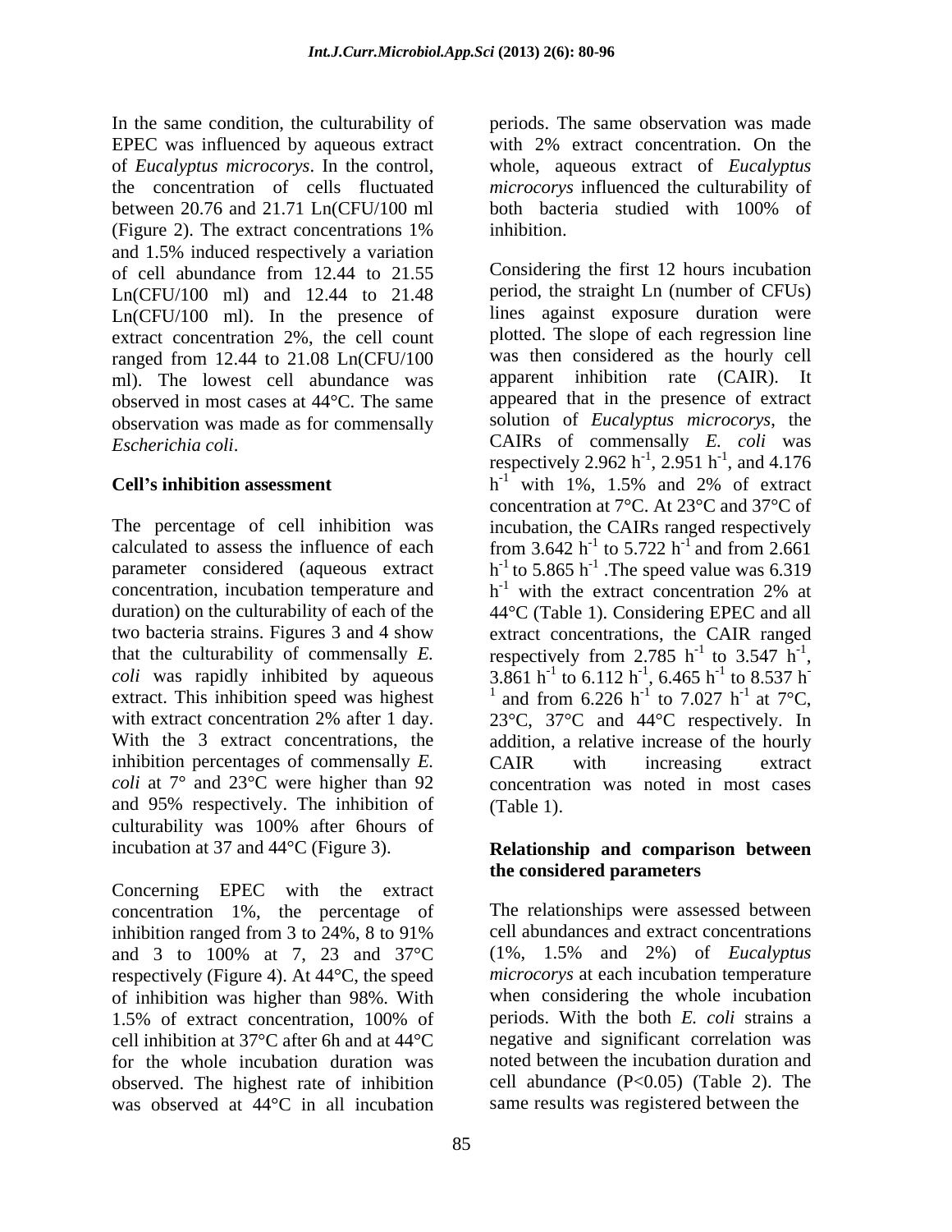In the same condition, the culturability of EPEC was influenced by aqueous extract of *Eucalyptus microcorys*. In the control, the concentration of cells fluctuated between 20.76 and 21.71 Ln(CFU/100 ml (Figure 2). The extract concentrations 1% and 1.5% induced respectively a variation of cell abundance from 12.44 to 21.55 Ln(CFU/100 ml) and 12.44 to 21.48 Ln(CFU/100 ml). In the presence of extract concentration 2%, the cell count ranged from 12.44 to 21.08 Ln(CFU/100 ml). The lowest cell abundance was observed in most cases at 44°C. The same observation was made as for commensally *Escherichia coli*.

## Cell's inhibition assessment

The percentage of cell inhibition was calculated to assess the influence of each parameter considered (aqueous extract concentration, incubation temperature and duration) on the culturability of each of the two bacteria strains. Figures 3 and 4 show that the culturability of commensally *E. coli* was rapidly inhibited by aqueous extract. This inhibition speed was highest with extract concentration 2% after 1 day. With the 3 extract concentrations, the inhibition percentages of commensally *E. coli* at 7° and 23°C were higher than 92 and 95% respectively. The inhibition of culturability was 100% after 6hours of incubation at 37 and 44°C (Figure 3).

Concerning EPEC with the extract concentration 1%, the percentage of inhibition ranged from 3 to 24%, 8 to 91% and 3 to 100% at 7, 23 and 37°C respectively (Figure 4). At 44°C, the speed of inhibition was higher than 98%. With 1.5% of extract concentration, 100% of cell inhibition at 37°C after 6h and at 44°C for the whole incubation duration was observed. The highest rate of inhibition was observed at 44°C in all incubation periods. The same observation was made with 2% extract concentration. On the whole, aqueous extract of *Eucalyptus microcorys* influenced the culturability of both bacteria studied with 100% of inhibition.

Considering the first 12 hours incubation period, the straight Ln (number of CFUs) lines against exposure duration were plotted. The slope of each regression line was then considered as the hourly cell apparent inhibition rate (CAIR). It appeared that in the presence of extract solution of *Eucalyptus microcorys*, the CAIRs of commensally *E. coli* was respectively 2.962 $h^{-1}$, 2.951 $h^{-1}$, and 4.176 $h^{-1}$ with 1%, 1.5% and 2% of extract concentration at 7°C. At 23°C and 37°C of incubation, the CAIRs ranged respectively from 3.642 $h^{-1}$ to 5.722 $h^{-1}$ and from 2.661 $h^{-1}$ to 5.865 $h^{-1}$ .The speed value was 6.319 $h^{-1}$ with the extract concentration 2% at 44°C (Table 1). Considering EPEC and all extract concentrations, the CAIR ranged respectively from 2.785 $h^{-1}$ to 3.547 $h^{-1}$, 3.861 $h^{-1}$ to 6.112 $h^{-1}$, 6.465 $h^{-1}$ to 8.537 $h^{-1}$ and from 6.226 $h^{-1}$ to 7.027 $h^{-1}$ at 7°C, 23°C, 37°C and 44°C respectively. In addition, a relative increase of the hourly CAIR with increasing extract concentration was noted in most cases (Table 1).

## Relationship and comparison between the considered parameters

The relationships were assessed between cell abundances and extract concentrations (1%, 1.5% and 2%) of *Eucalyptus microcorys* at each incubation temperature when considering the whole incubation periods. With the both *E. coli* strains a negative and significant correlation was noted between the incubation duration and cell abundance ($P<0.05$) (Table 2). The same results was registered between the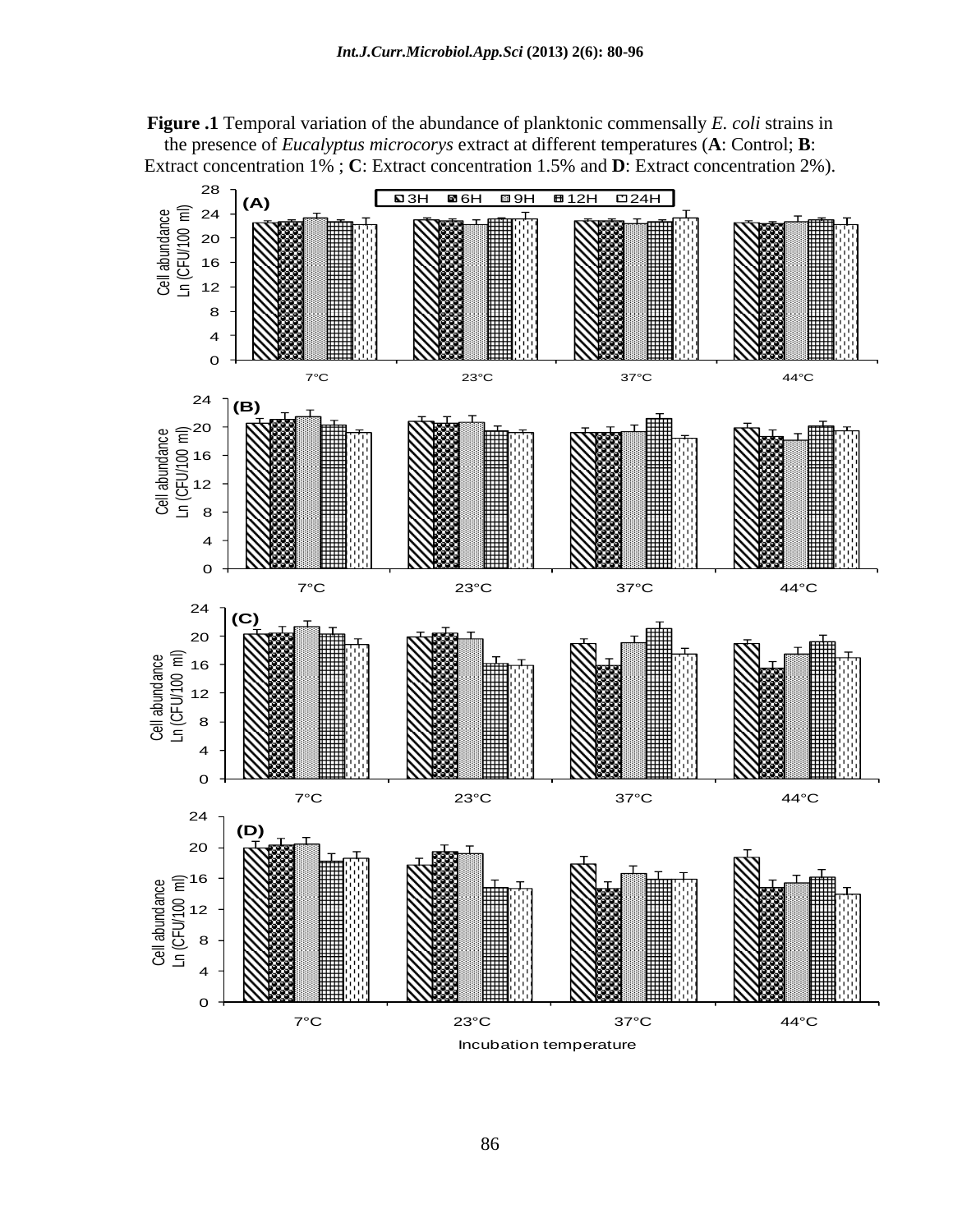**Figure .1** Temporal variation of the abundance of planktonic commensally *E. coli* strains in the presence of *Eucalyptus microcorys* extract at different temperatures (**A**: Control; **B**: Extract concentration 1% ; **C**: Extract concentration 1.5% and **D**: Extract concentration 2%).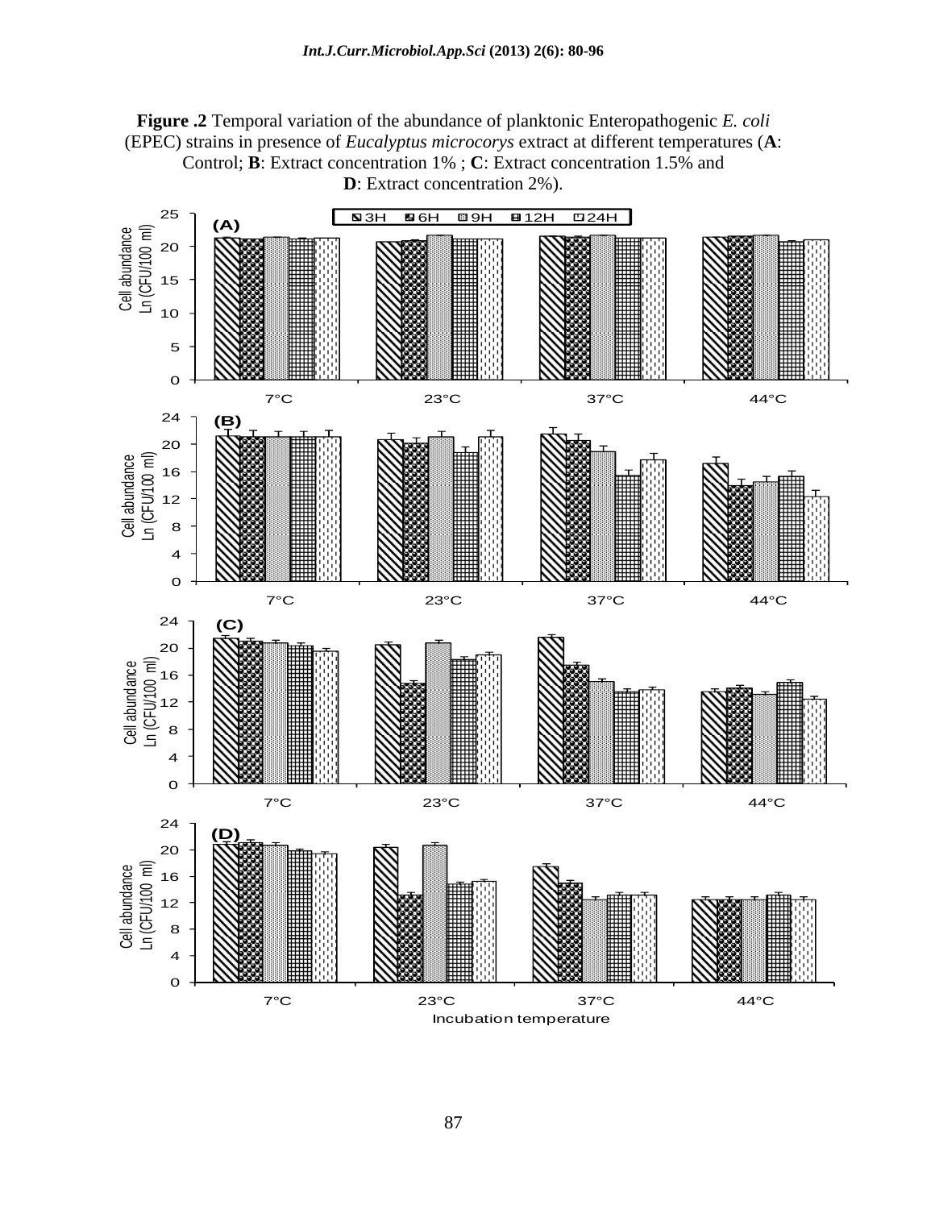**Figure .2** Temporal variation of the abundance of planktonic Enteropathogenic *E. coli* (EPEC) strains in presence of *Eucalyptus microcorys* extract at different temperatures (**A**: Control; **B**: Extract concentration 1% ; **C**: Extract concentration 1.5% and **D**: Extract concentration 2%).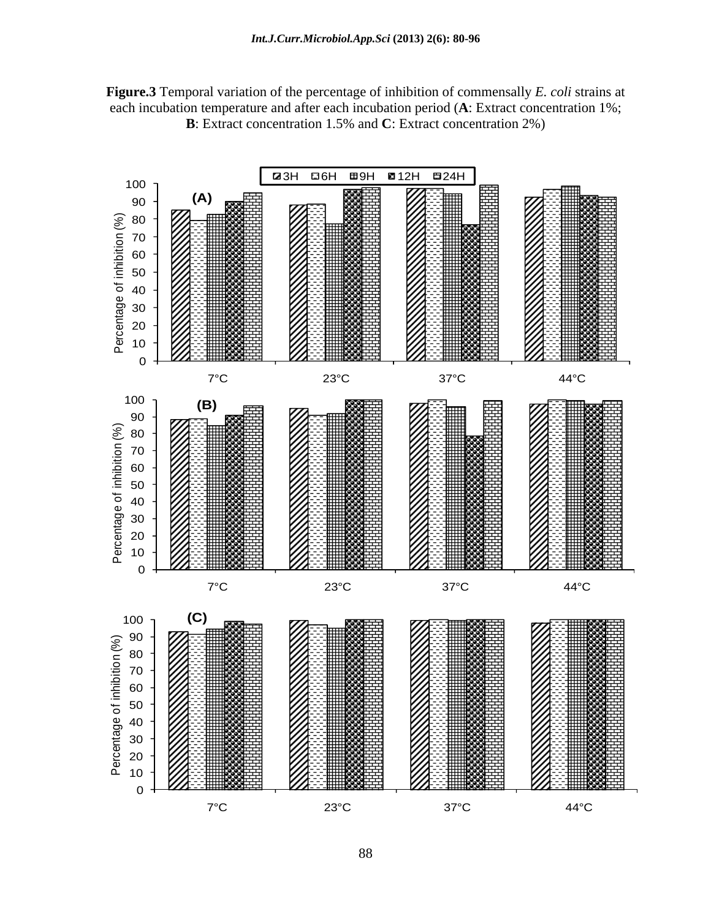**Figure.3** Temporal variation of the percentage of inhibition of commensally *E. coli* strains at each incubation temperature and after each incubation period (**A**: Extract concentration 1%; **B**: Extract concentration 1.5% and **C**: Extract concentration 2%)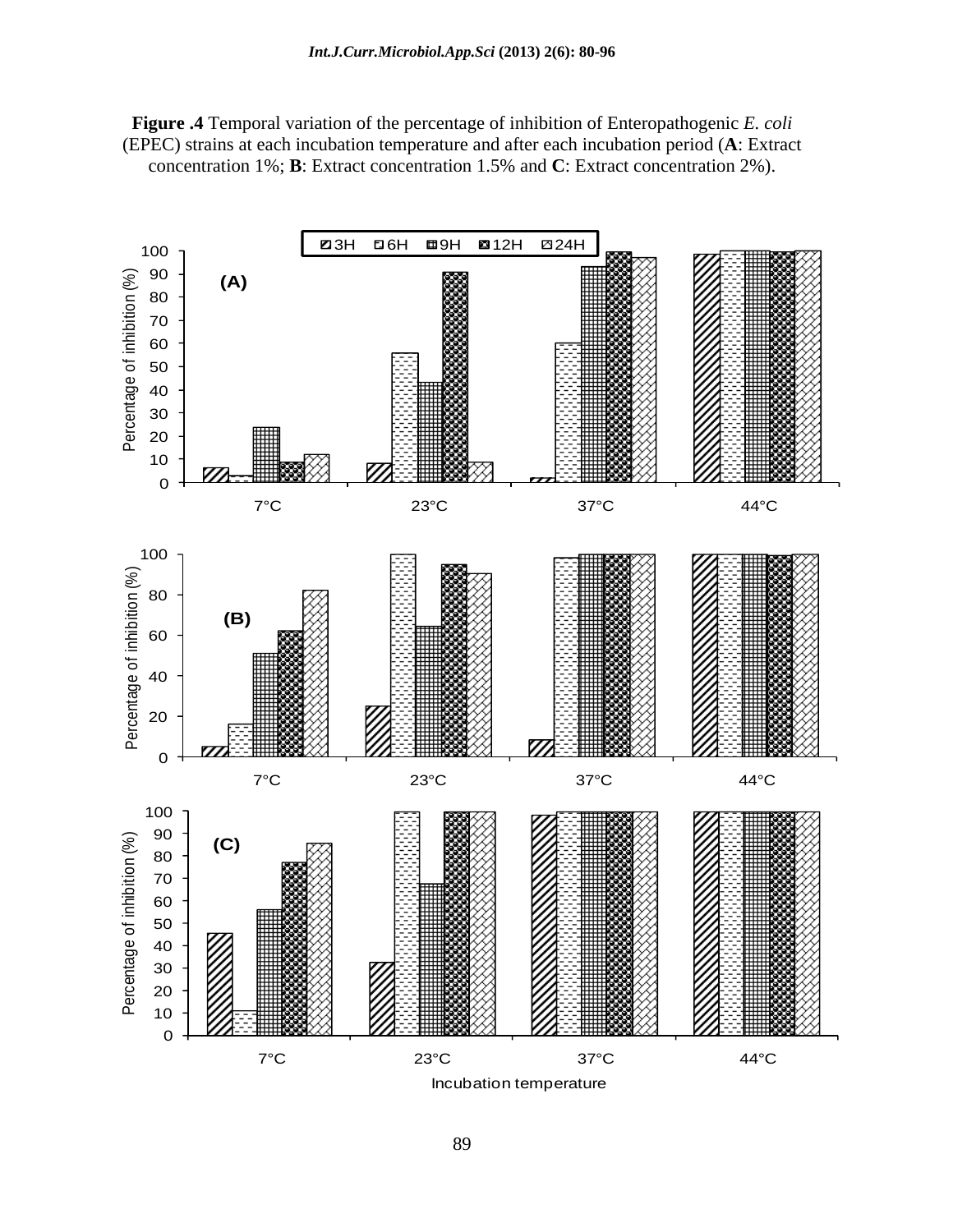**Figure .4** Temporal variation of the percentage of inhibition of Enteropathogenic *E. coli* (EPEC) strains at each incubation temperature and after each incubation period (**A**: Extract concentration 1%; **B**: Extract concentration 1.5% and **C**: Extract concentration 2%).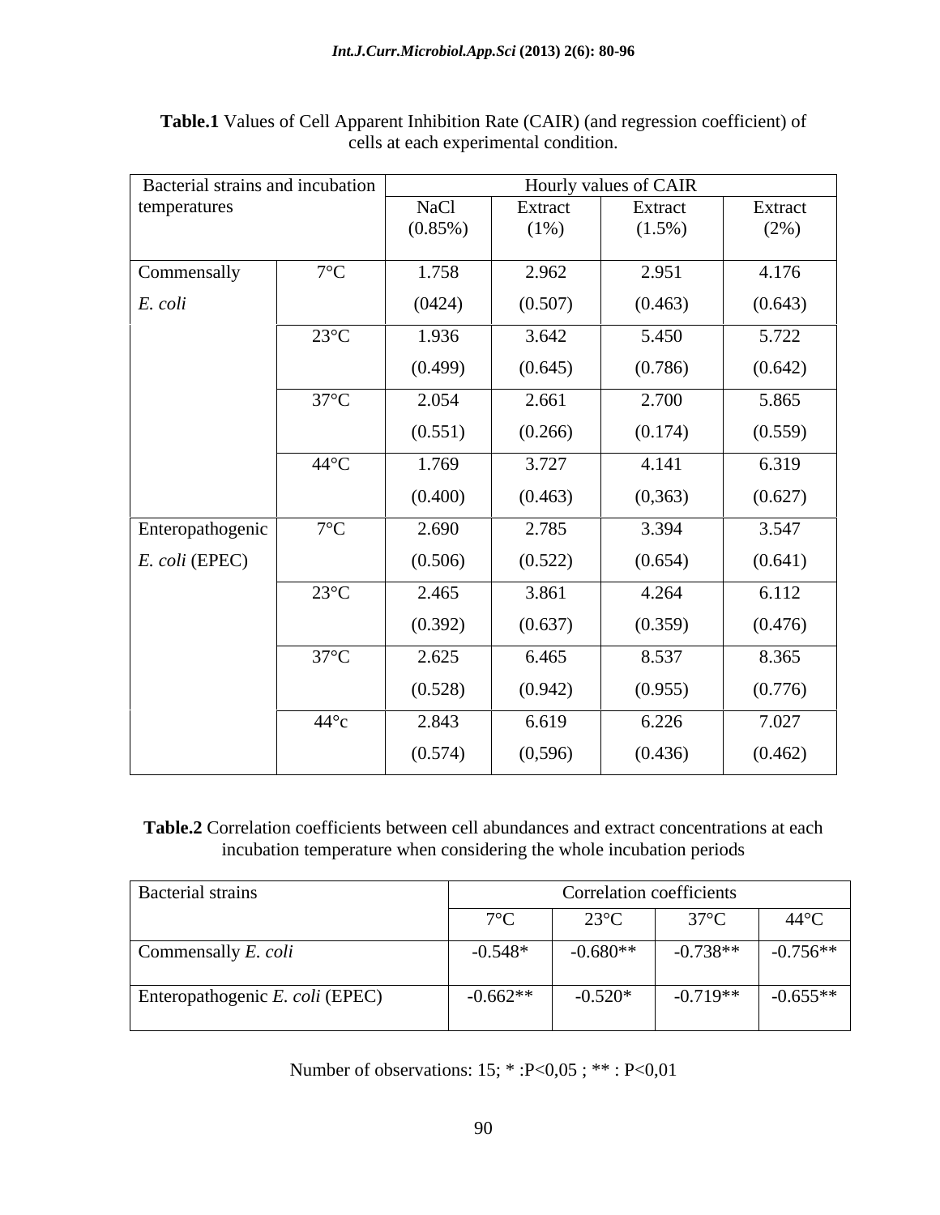**Table.1** Values of Cell Apparent Inhibition Rate (CAIR) (and regression coefficient) of cells at each experimental condition.

| Bacterial strains and incubation temperatures | | Hourly values of CAIR | | | |
|---|---|---|---|---|---|
| | | NaCl (0.85%) | Extract (1%) | Extract (1.5%) | Extract (2%) |
| Commensally *E. coli* | 7°C | 1.758 (0424) | 2.962 (0.507) | 2.951 (0.463) | 4.176 (0.643) |
| | 23°C | 1.936 (0.499) | 3.642 (0.645) | 5.450 (0.786) | 5.722 (0.642) |
| | 37°C | 2.054 (0.551) | 2.661 (0.266) | 2.700 (0.174) | 5.865 (0.559) |
| | 44°C | 1.769 (0.400) | 3.727 (0.463) | 4.141 (0,363) | 6.319 (0.627) |
| Enteropathogenic *E. coli* (EPEC) | 7°C | 2.690 (0.506) | 2.785 (0.522) | 3.394 (0.654) | 3.547 (0.641) |
| | 23°C | 2.465 (0.392) | 3.861 (0.637) | 4.264 (0.359) | 6.112 (0.476) |
| | 37°C | 2.625 (0.528) | 6.465 (0.942) | 8.537 (0.955) | 8.365 (0.776) |
| | 44°c | 2.843 (0.574) | 6.619 (0,596) | 6.226 (0.436) | 7.027 (0.462) |

**Table.2** Correlation coefficients between cell abundances and extract concentrations at each incubation temperature when considering the whole incubation periods

| Bacterial strains | Correlation coefficients | | | |
|---|---|---|---|---|
| | 7°C | 23°C | 37°C | 44°C |
| Commensally *E. coli* | -0.548* | -0.680** | -0.738** | -0.756** |
| Enteropathogenic *E. coli* (EPEC) | -0.662** | -0.520* | -0.719** | -0.655** |

Number of observations: 15; * :P<0,05 ; ** : P<0,01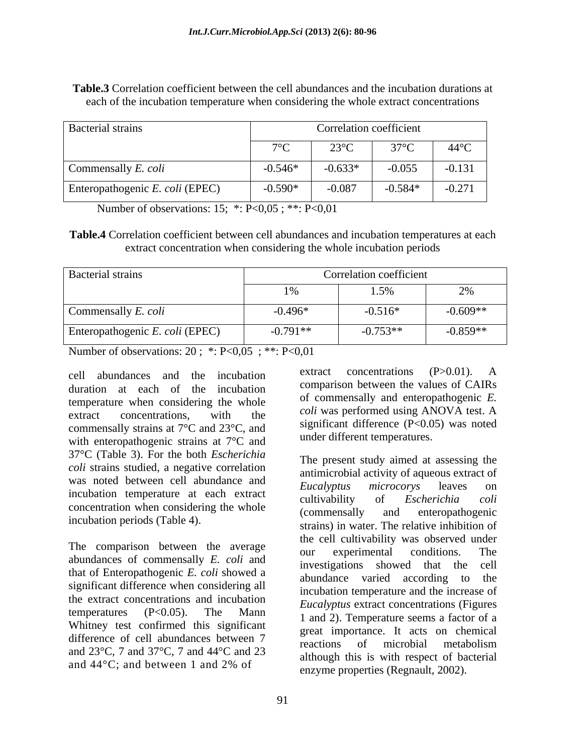**Table.3** Correlation coefficient between the cell abundances and the incubation durations at each of the incubation temperature when considering the whole extract concentrations

| Bacterial strains | Correlation coefficient | | | |
|---|---|---|---|---|
| | 7°C | 23°C | 37°C | 44°C |
| Commensally *E. coli* | -0.546* | -0.633* | -0.055 | -0.131 |
| Enteropathogenic *E. coli* (EPEC) | -0.590* | -0.087 | -0.584* | -0.271 |

Number of observations: 15; *: P<0,05 ; **: P<0,01

**Table.4** Correlation coefficient between cell abundances and incubation temperatures at each extract concentration when considering the whole incubation periods

| Bacterial strains | Correlation coefficient | | |
|---|---|---|---|
| | 1% | 1.5% | 2% |
| Commensally *E. coli* | -0.496* | -0.516* | -0.609** |
| Enteropathogenic *E. coli* (EPEC) | -0.791** | -0.753** | -0.859** |

Number of observations: 20 ; *: P<0,05 ; **: P<0,01

cell abundances and the incubation duration at each of the incubation temperature when considering the whole extract concentrations, with the commensally strains at 7°C and 23°C, and with enteropathogenic strains at 7°C and 37°C (Table 3). For the both *Escherichia coli* strains studied, a negative correlation was noted between cell abundance and incubation temperature at each extract concentration when considering the whole incubation periods (Table 4).

The comparison between the average abundances of commensally *E. coli* and that of Enteropathogenic *E. coli* showed a significant difference when considering all the extract concentrations and incubation temperatures (P<0.05). The Mann Whitney test confirmed this significant difference of cell abundances between 7 and 23°C, 7 and 37°C, 7 and 44°C and 23 and 44°C; and between 1 and 2% of extract concentrations (P>0.01). A comparison between the values of CAIRs of commensally and enteropathogenic *E. coli* was performed using ANOVA test. A significant difference (P<0.05) was noted under different temperatures.

The present study aimed at assessing the antimicrobial activity of aqueous extract of *Eucalyptus microcorys* leaves on cultivability of *Escherichia coli* (commensally and enteropathogenic strains) in water. The relative inhibition of the cell cultivability was observed under our experimental conditions. The investigations showed that the cell abundance varied according to the incubation temperature and the increase of *Eucalyptus* extract concentrations (Figures 1 and 2). Temperature seems a factor of a great importance. It acts on chemical reactions of microbial metabolism although this is with respect of bacterial enzyme properties (Regnault, 2002).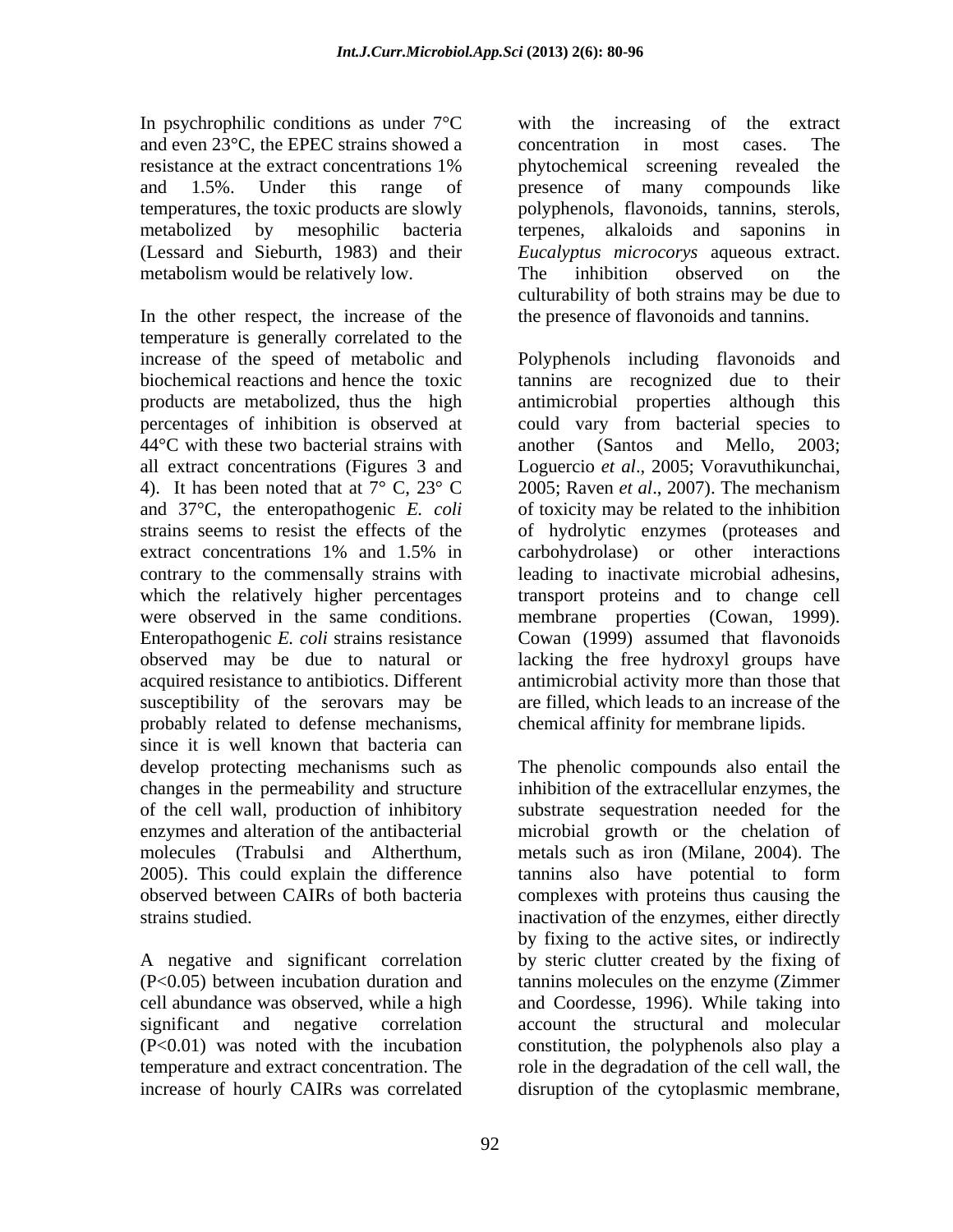In psychrophilic conditions as under 7°C and even 23°C, the EPEC strains showed a resistance at the extract concentrations 1% and 1.5%. Under this range of temperatures, the toxic products are slowly metabolized by mesophilic bacteria (Lessard and Sieburth, 1983) and their metabolism would be relatively low.

In the other respect, the increase of the temperature is generally correlated to the increase of the speed of metabolic and biochemical reactions and hence the toxic products are metabolized, thus the high percentages of inhibition is observed at 44°C with these two bacterial strains with all extract concentrations (Figures 3 and 4). It has been noted that at 7° C, 23° C and 37°C, the enteropathogenic *E. coli* strains seems to resist the effects of the extract concentrations 1% and 1.5% in contrary to the commensally strains with which the relatively higher percentages were observed in the same conditions. Enteropathogenic *E. coli* strains resistance observed may be due to natural or acquired resistance to antibiotics. Different susceptibility of the serovars may be probably related to defense mechanisms, since it is well known that bacteria can develop protecting mechanisms such as changes in the permeability and structure of the cell wall, production of inhibitory enzymes and alteration of the antibacterial molecules (Trabulsi and Altherthum, 2005). This could explain the difference observed between CAIRs of both bacteria strains studied.

A negative and significant correlation ($P<0.05$) between incubation duration and cell abundance was observed, while a high significant and negative correlation ($P<0.01$) was noted with the incubation temperature and extract concentration. The increase of hourly CAIRs was correlated with the increasing of the extract concentration in most cases. The phytochemical screening revealed the presence of many compounds like polyphenols, flavonoids, tannins, sterols, terpenes, alkaloids and saponins in *Eucalyptus microcorys* aqueous extract. The inhibition observed on the culturability of both strains may be due to the presence of flavonoids and tannins.

Polyphenols including flavonoids and tannins are recognized due to their antimicrobial properties although this could vary from bacterial species to another (Santos and Mello, 2003; Loguercio *et al*., 2005; Voravuthikunchai, 2005; Raven *et al*., 2007). The mechanism of toxicity may be related to the inhibition of hydrolytic enzymes (proteases and carbohydrolase) or other interactions leading to inactivate microbial adhesins, transport proteins and to change cell membrane properties (Cowan, 1999). Cowan (1999) assumed that flavonoids lacking the free hydroxyl groups have antimicrobial activity more than those that are filled, which leads to an increase of the chemical affinity for membrane lipids.

The phenolic compounds also entail the inhibition of the extracellular enzymes, the substrate sequestration needed for the microbial growth or the chelation of metals such as iron (Milane, 2004). The tannins also have potential to form complexes with proteins thus causing the inactivation of the enzymes, either directly by fixing to the active sites, or indirectly by steric clutter created by the fixing of tannins molecules on the enzyme (Zimmer and Coordesse, 1996). While taking into account the structural and molecular constitution, the polyphenols also play a role in the degradation of the cell wall, the disruption of the cytoplasmic membrane,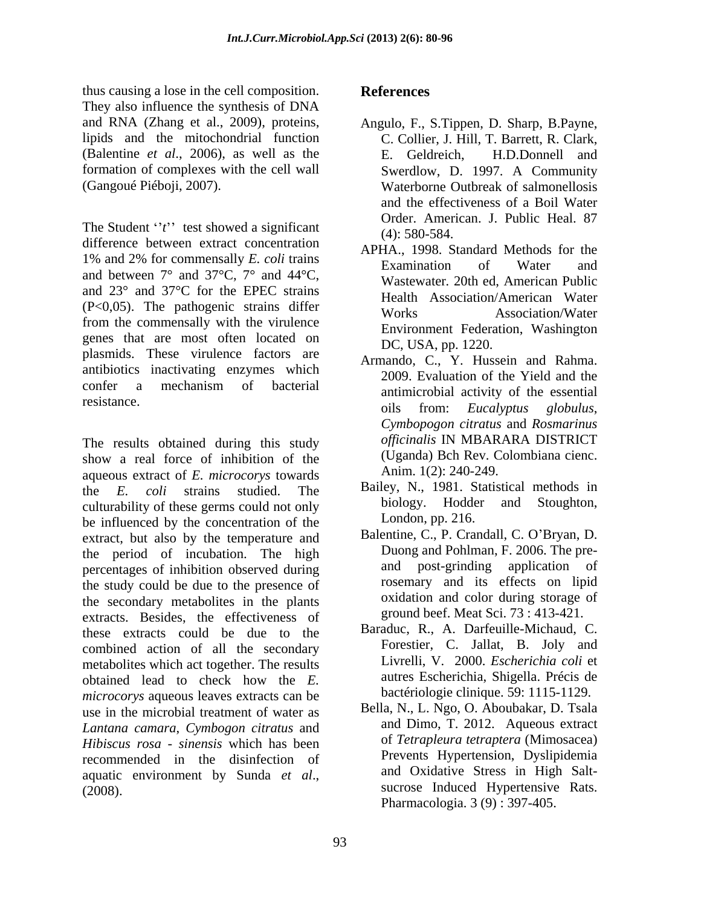thus causing a lose in the cell composition. They also influence the synthesis of DNA and RNA (Zhang et al., 2009), proteins, lipids and the mitochondrial function (Balentine *et al*., 2006), as well as the formation of complexes with the cell wall (Gangoué Piéboji, 2007).

The Student ''*t*'' test showed a significant difference between extract concentration 1% and 2% for commensally *E. coli* trains and between 7° and 37°C, 7° and 44°C, and 23° and 37°C for the EPEC strains (P<0,05). The pathogenic strains differ from the commensally with the virulence genes that are most often located on plasmids. These virulence factors are antibiotics inactivating enzymes which confer a mechanism of bacterial resistance.

The results obtained during this study show a real force of inhibition of the aqueous extract of *E. microcorys* towards the *E. coli* strains studied. The culturability of these germs could not only be influenced by the concentration of the extract, but also by the temperature and the period of incubation. The high percentages of inhibition observed during the study could be due to the presence of the secondary metabolites in the plants extracts. Besides, the effectiveness of these extracts could be due to the combined action of all the secondary metabolites which act together. The results obtained lead to check how the *E. microcorys* aqueous leaves extracts can be use in the microbial treatment of water as *Lantana camara*, *Cymbogon citratus* and *Hibiscus rosa - sinensis* which has been recommended in the disinfection of aquatic environment by Sunda *et al*., (2008).

## References

Angulo, F., S.Tippen, D. Sharp, B.Payne, C. Collier, J. Hill, T. Barrett, R. Clark, E. Geldreich, H.D.Donnell and Swerdlow, D. 1997. A Community Waterborne Outbreak of salmonellosis and the effectiveness of a Boil Water Order. American. J. Public Heal. 87 (4): 580-584.

APHA., 1998. Standard Methods for the Examination of Water and Wastewater. 20th ed, American Public Health Association/American Water Works Association/Water Environment Federation, Washington DC, USA, pp. 1220.

Armando, C., Y. Hussein and Rahma. 2009. Evaluation of the Yield and the antimicrobial activity of the essential oils from: *Eucalyptus globulus*, *Cymbopogon citratus* and *Rosmarinus officinalis* IN MBARARA DISTRICT (Uganda) Bch Rev. Colombiana cienc. Anim. 1(2): 240-249.

Bailey, N., 1981. Statistical methods in biology. Hodder and Stoughton, London, pp. 216.

Balentine, C., P. Crandall, C. O'Bryan, D. Duong and Pohlman, F. 2006. The pre- and post-grinding application of rosemary and its effects on lipid oxidation and color during storage of ground beef. Meat Sci. 73 : 413-421.

Baraduc, R., A. Darfeuille-Michaud, C. Forestier, C. Jallat, B. Joly and Livrelli, V. 2000. *Escherichia coli* et autres Escherichia, Shigella. Précis de bactériologie clinique. 59: 1115-1129.

Bella, N., L. Ngo, O. Aboubakar, D. Tsala and Dimo, T. 2012. Aqueous extract of *Tetrapleura tetraptera* (Mimosacea) Prevents Hypertension, Dyslipidemia and Oxidative Stress in High Salt-sucrose Induced Hypertensive Rats. Pharmacologia. 3 (9) : 397-405.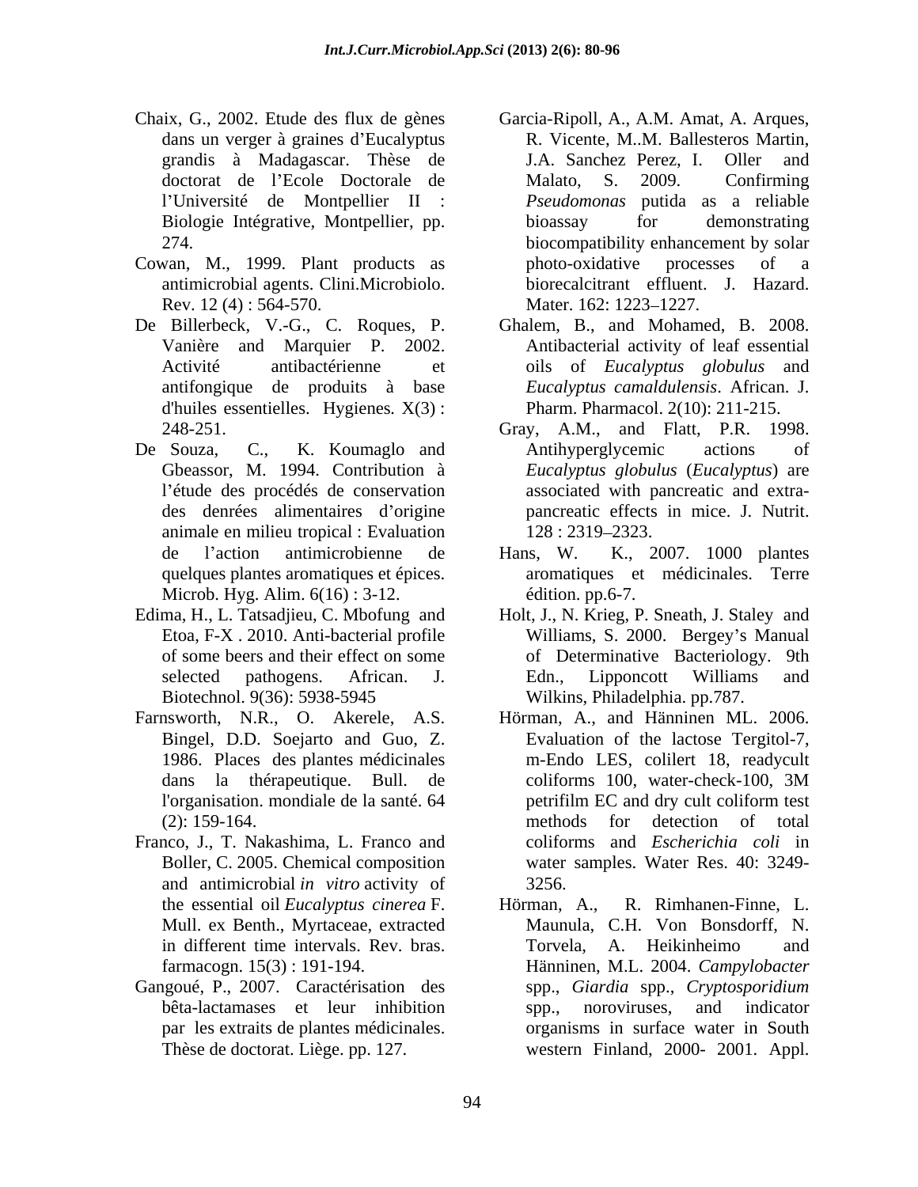Chaix, G., 2002. Etude des flux de gènes dans un verger à graines d'Eucalyptus grandis à Madagascar. Thèse de doctorat de l'Ecole Doctorale de l'Université de Montpellier II : Biologie Intégrative, Montpellier, pp. 274.

Cowan, M., 1999. Plant products as antimicrobial agents. Clini.Microbiolo. Rev. 12 (4) : 564-570.

De Billerbeck, V.-G., C. Roques, P. Vanière and Marquier P. 2002. Activité antibactérienne et antifongique de produits à base d'huiles essentielles. Hygienes. X(3) : 248-251.

De Souza, C., K. Koumaglo and Gbeassor, M. 1994. Contribution à l'étude des procédés de conservation des denrées alimentaires d'origine animale en milieu tropical : Evaluation de l'action antimicrobienne de quelques plantes aromatiques et épices. Microb. Hyg. Alim. 6(16) : 3-12.

Edima, H., L. Tatsadjieu, C. Mbofung and Etoa, F-X . 2010. Anti-bacterial profile of some beers and their effect on some selected pathogens. African. J. Biotechnol. 9(36): 5938-5945

Farnsworth, N.R., O. Akerele, A.S. Bingel, D.D. Soejarto and Guo, Z. 1986. Places des plantes médicinales dans la thérapeutique. Bull. de l'organisation. mondiale de la santé. 64 (2): 159-164.

Franco, J., T. Nakashima, L. Franco and Boller, C. 2005. Chemical composition and antimicrobial *in vitro* activity of the essential oil *Eucalyptus cinerea* F. Mull. ex Benth., Myrtaceae, extracted in different time intervals. Rev. bras. farmacogn. 15(3) : 191-194.

Gangoué, P., 2007. Caractérisation des bêta-lactamases et leur inhibition par les extraits de plantes médicinales. Thèse de doctorat. Liège. pp. 127.

Garcia-Ripoll, A., A.M. Amat, A. Arques, R. Vicente, M..M. Ballesteros Martin, J.A. Sanchez Perez, I. Oller and Malato, S. 2009. Confirming *Pseudomonas* putida as a reliable bioassay for demonstrating biocompatibility enhancement by solar photo-oxidative processes of a biorecalcitrant effluent. J. Hazard. Mater. 162: 1223–1227.

Ghalem, B., and Mohamed, B. 2008. Antibacterial activity of leaf essential oils of *Eucalyptus globulus* and *Eucalyptus camaldulensis*. African. J. Pharm. Pharmacol. 2(10): 211-215.

Gray, A.M., and Flatt, P.R. 1998. Antihyperglycemic actions of *Eucalyptus globulus* (*Eucalyptus*) are associated with pancreatic and extra-pancreatic effects in mice. J. Nutrit. 128 : 2319–2323.

Hans, W. K., 2007. 1000 plantes aromatiques et médicinales. Terre édition. pp.6-7.

Holt, J., N. Krieg, P. Sneath, J. Staley and Williams, S. 2000. Bergey's Manual of Determinative Bacteriology. 9th Edn., Lipponcott Williams and Wilkins, Philadelphia. pp.787.

Hörman, A., and Hänninen ML. 2006. Evaluation of the lactose Tergitol-7, m-Endo LES, colilert 18, readycult coliforms 100, water-check-100, 3M petrifilm EC and dry cult coliform test methods for detection of total coliforms and *Escherichia coli* in water samples. Water Res. 40: 3249-3256.

Hörman, A., R. Rimhanen-Finne, L. Maunula, C.H. Von Bonsdorff, N. Torvela, A. Heikinheimo and Hänninen, M.L. 2004. *Campylobacter* spp., *Giardia* spp., *Cryptosporidium* spp., noroviruses, and indicator organisms in surface water in South western Finland, 2000- 2001. Appl.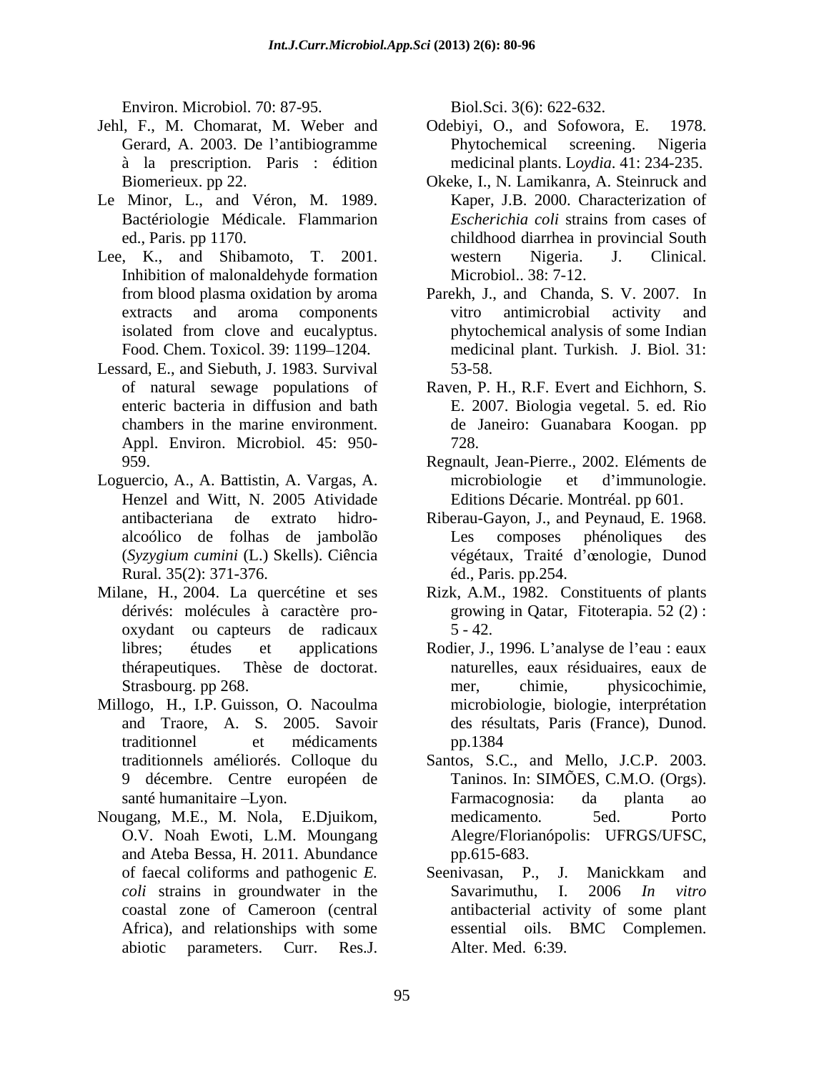Environ. Microbiol. 70: 87-95.

Jehl, F., M. Chomarat, M. Weber and Gerard, A. 2003. De l'antibiogramme à la prescription. Paris : édition Biomerieux. pp 22.

Le Minor, L., and Véron, M. 1989. Bactériologie Médicale. Flammarion ed., Paris. pp 1170.

Lee, K., and Shibamoto, T. 2001. Inhibition of malonaldehyde formation from blood plasma oxidation by aroma extracts and aroma components isolated from clove and eucalyptus. Food. Chem. Toxicol. 39: 1199–1204.

Lessard, E., and Siebuth, J. 1983. Survival of natural sewage populations of enteric bacteria in diffusion and bath chambers in the marine environment. Appl. Environ. Microbiol. 45: 950-959.

Loguercio, A., A. Battistin, A. Vargas, A. Henzel and Witt, N. 2005 Atividade antibacteriana de extrato hidro-alcoólico de folhas de jambolão (*Syzygium cumini* (L.) Skells). Ciência Rural. 35(2): 371-376.

Milane, H., 2004. La quercétine et ses dérivés: molécules à caractère pro-oxydant ou capteurs de radicaux libres; études et applications thérapeutiques. Thèse de doctorat. Strasbourg. pp 268.

Millogo, H., I.P. Guisson, O. Nacoulma and Traore, A. S. 2005. Savoir traditionnel et médicaments traditionnels améliorés. Colloque du 9 décembre. Centre européen de santé humanitaire –Lyon.

Nougang, M.E., M. Nola, E.Djuikom, O.V. Noah Ewoti, L.M. Moungang and Ateba Bessa, H. 2011. Abundance of faecal coliforms and pathogenic *E. coli* strains in groundwater in the coastal zone of Cameroon (central Africa), and relationships with some abiotic parameters. Curr. Res.J. Biol.Sci. 3(6): 622-632.

Odebiyi, O., and Sofowora, E. 1978. Phytochemical screening. Nigeria medicinal plants. L*oydia*. 41: 234-235.

Okeke, I., N. Lamikanra, A. Steinruck and Kaper, J.B. 2000. Characterization of *Escherichia coli* strains from cases of childhood diarrhea in provincial South western Nigeria. J. Clinical. Microbiol.. 38: 7-12.

Parekh, J., and Chanda, S. V. 2007. In vitro antimicrobial activity and phytochemical analysis of some Indian medicinal plant. Turkish. J. Biol. 31: 53-58.

Raven, P. H., R.F. Evert and Eichhorn, S. E. 2007. Biologia vegetal. 5. ed. Rio de Janeiro: Guanabara Koogan. pp 728.

Regnault, Jean-Pierre., 2002. Eléments de microbiologie et d'immunologie. Editions Décarie. Montréal. pp 601.

Riberau-Gayon, J., and Peynaud, E. 1968. Les composes phénoliques des végétaux, Traité d'œnologie, Dunod éd., Paris. pp.254.

Rizk, A.M., 1982. Constituents of plants growing in Qatar, Fitoterapia. 52 (2) : 5 - 42.

Rodier, J., 1996. L'analyse de l'eau : eaux naturelles, eaux résiduaires, eaux de mer, chimie, physicochimie, microbiologie, biologie, interprétation des résultats, Paris (France), Dunod. pp.1384

Santos, S.C., and Mello, J.C.P. 2003. Taninos. In: SIMÕES, C.M.O. (Orgs). Farmacognosia: da planta ao medicamento. 5ed. Porto Alegre/Florianópolis: UFRGS/UFSC, pp.615-683.

Seenivasan, P., J. Manickkam and Savarimuthu, I. 2006 *In vitro* antibacterial activity of some plant essential oils. BMC Complemen. Alter. Med. 6:39.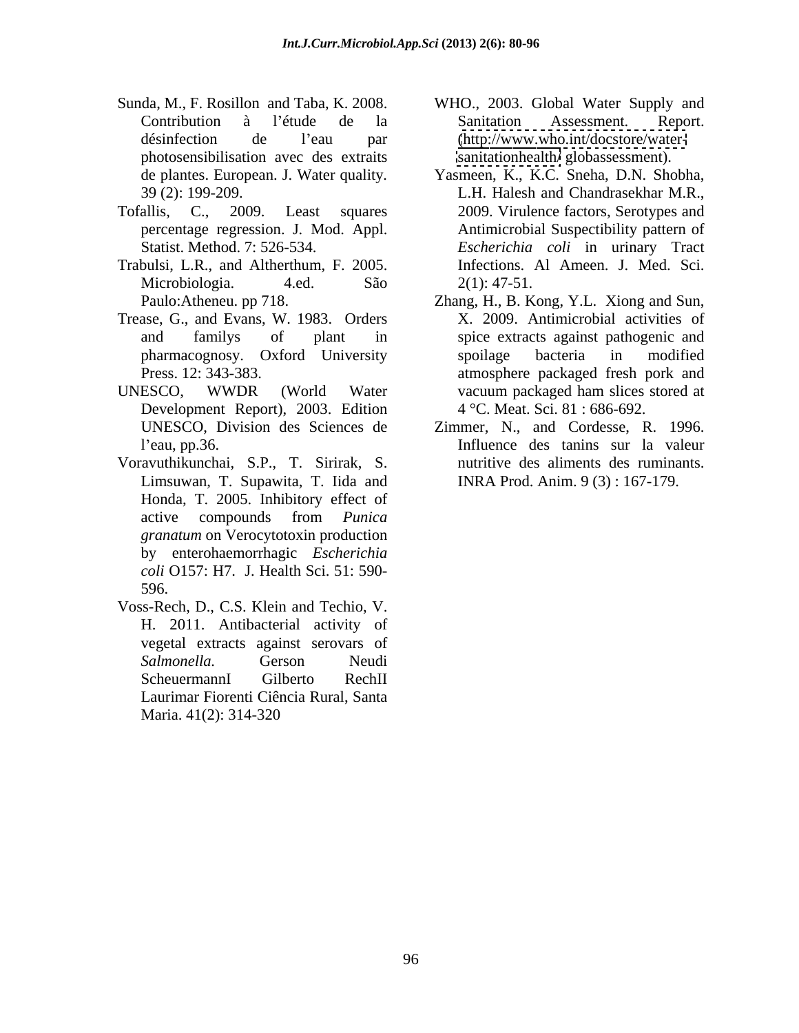Sunda, M., F. Rosillon and Taba, K. 2008. Contribution à l'étude de la désinfection de l'eau par photosensibilisation avec des extraits de plantes. European. J. Water quality. 39 (2): 199-209.

Tofallis, C., 2009. Least squares percentage regression. J. Mod. Appl. Statist. Method. 7: 526-534.

Trabulsi, L.R., and Altherthum, F. 2005. Microbiologia. 4.ed. São Paulo:Atheneu. pp 718.

Trease, G., and Evans, W. 1983. Orders and familys of plant in pharmacognosy. Oxford University Press. 12: 343-383.

UNESCO, WWDR (World Water Development Report), 2003. Edition UNESCO, Division des Sciences de l'eau, pp.36.

Voravuthikunchai, S.P., T. Sirirak, S. Limsuwan, T. Supawita, T. Iida and Honda, T. 2005. Inhibitory effect of active compounds from *Punica granatum* on Verocytotoxin production by enterohaemorrhagic *Escherichia coli* O157: H7. J. Health Sci. 51: 590-596.

Voss-Rech, D., C.S. Klein and Techio, V. H. 2011. Antibacterial activity of vegetal extracts against serovars of *Salmonella.* Gerson Neudi ScheuermannI Gilberto RechII Laurimar Fiorenti Ciência Rural, Santa Maria. 41(2): 314-320

WHO., 2003. Global Water Supply and Sanitation Assessment. Report. (http://www.who.int/docstore/water-sanitationhealth/ globassessment).

Yasmeen, K., K.C. Sneha, D.N. Shobha, L.H. Halesh and Chandrasekhar M.R., 2009. Virulence factors, Serotypes and Antimicrobial Suspectibility pattern of *Escherichia coli* in urinary Tract Infections. Al Ameen. J. Med. Sci. 2(1): 47-51.

Zhang, H., B. Kong, Y.L. Xiong and Sun, X. 2009. Antimicrobial activities of spice extracts against pathogenic and spoilage bacteria in modified atmosphere packaged fresh pork and vacuum packaged ham slices stored at 4 °C. Meat. Sci. 81 : 686-692.

Zimmer, N., and Cordesse, R. 1996. Influence des tanins sur la valeur nutritive des aliments des ruminants. INRA Prod. Anim. 9 (3) : 167-179.